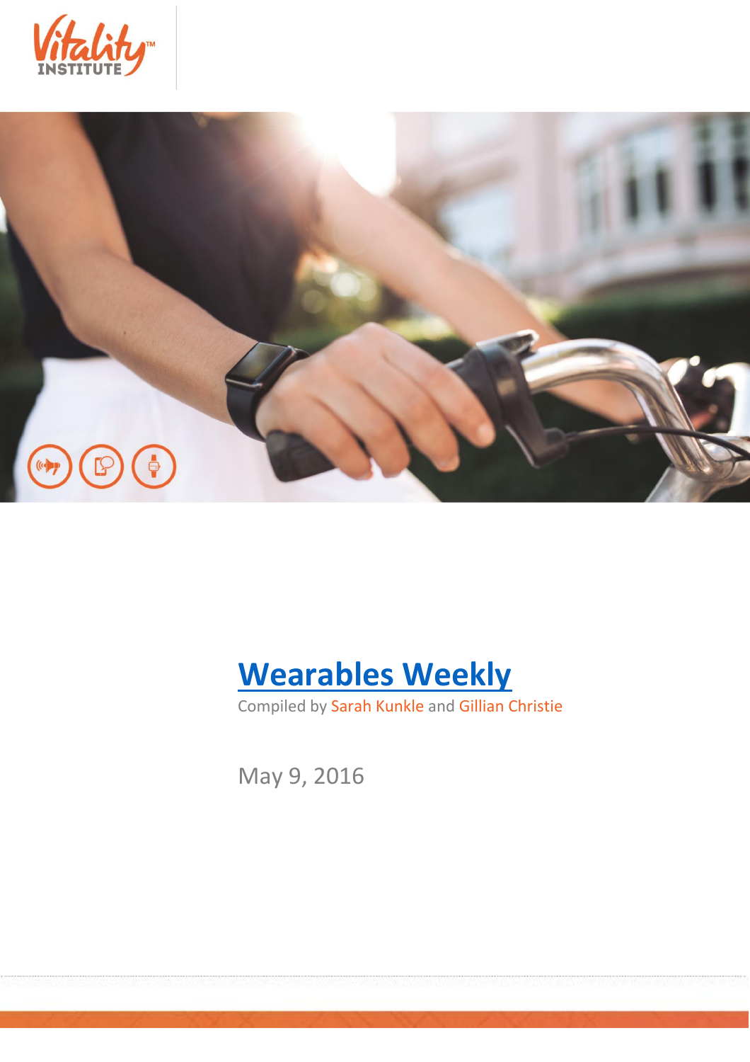Vitality™ INSTITUTE

# Wearables Weekly

Compiled by Sarah Kunkle and Gillian Christie

May 9, 2016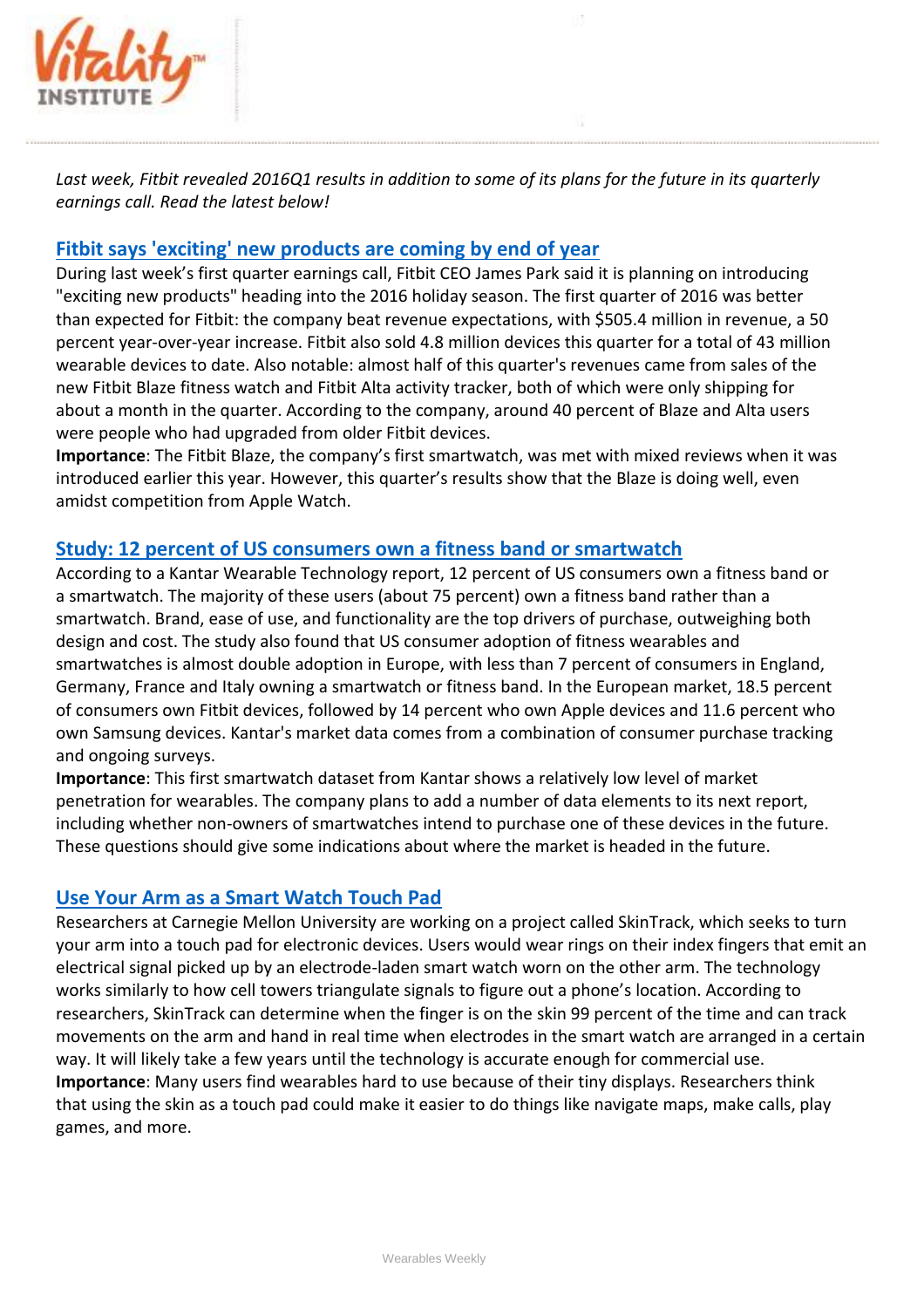*Last week, Fitbit revealed 2016Q1 results in addition to some of its plans for the future in its quarterly earnings call. Read the latest below!*

## Fitbit says 'exciting' new products are coming by end of year

During last week's first quarter earnings call, Fitbit CEO James Park said it is planning on introducing "exciting new products" heading into the 2016 holiday season. The first quarter of 2016 was better than expected for Fitbit: the company beat revenue expectations, with $505.4 million in revenue, a 50 percent year-over-year increase. Fitbit also sold 4.8 million devices this quarter for a total of 43 million wearable devices to date. Also notable: almost half of this quarter's revenues came from sales of the new Fitbit Blaze fitness watch and Fitbit Alta activity tracker, both of which were only shipping for about a month in the quarter. According to the company, around 40 percent of Blaze and Alta users were people who had upgraded from older Fitbit devices.

**Importance**: The Fitbit Blaze, the company's first smartwatch, was met with mixed reviews when it was introduced earlier this year. However, this quarter's results show that the Blaze is doing well, even amidst competition from Apple Watch.

## Study: 12 percent of US consumers own a fitness band or smartwatch

According to a Kantar Wearable Technology report, 12 percent of US consumers own a fitness band or a smartwatch. The majority of these users (about 75 percent) own a fitness band rather than a smartwatch. Brand, ease of use, and functionality are the top drivers of purchase, outweighing both design and cost. The study also found that US consumer adoption of fitness wearables and smartwatches is almost double adoption in Europe, with less than 7 percent of consumers in England, Germany, France and Italy owning a smartwatch or fitness band. In the European market, 18.5 percent of consumers own Fitbit devices, followed by 14 percent who own Apple devices and 11.6 percent who own Samsung devices. Kantar's market data comes from a combination of consumer purchase tracking and ongoing surveys.

**Importance**: This first smartwatch dataset from Kantar shows a relatively low level of market penetration for wearables. The company plans to add a number of data elements to its next report, including whether non-owners of smartwatches intend to purchase one of these devices in the future. These questions should give some indications about where the market is headed in the future.

## Use Your Arm as a Smart Watch Touch Pad

Researchers at Carnegie Mellon University are working on a project called SkinTrack, which seeks to turn your arm into a touch pad for electronic devices. Users would wear rings on their index fingers that emit an electrical signal picked up by an electrode-laden smart watch worn on the other arm. The technology works similarly to how cell towers triangulate signals to figure out a phone's location. According to researchers, SkinTrack can determine when the finger is on the skin 99 percent of the time and can track movements on the arm and hand in real time when electrodes in the smart watch are arranged in a certain way. It will likely take a few years until the technology is accurate enough for commercial use.

**Importance**: Many users find wearables hard to use because of their tiny displays. Researchers think that using the skin as a touch pad could make it easier to do things like navigate maps, make calls, play games, and more.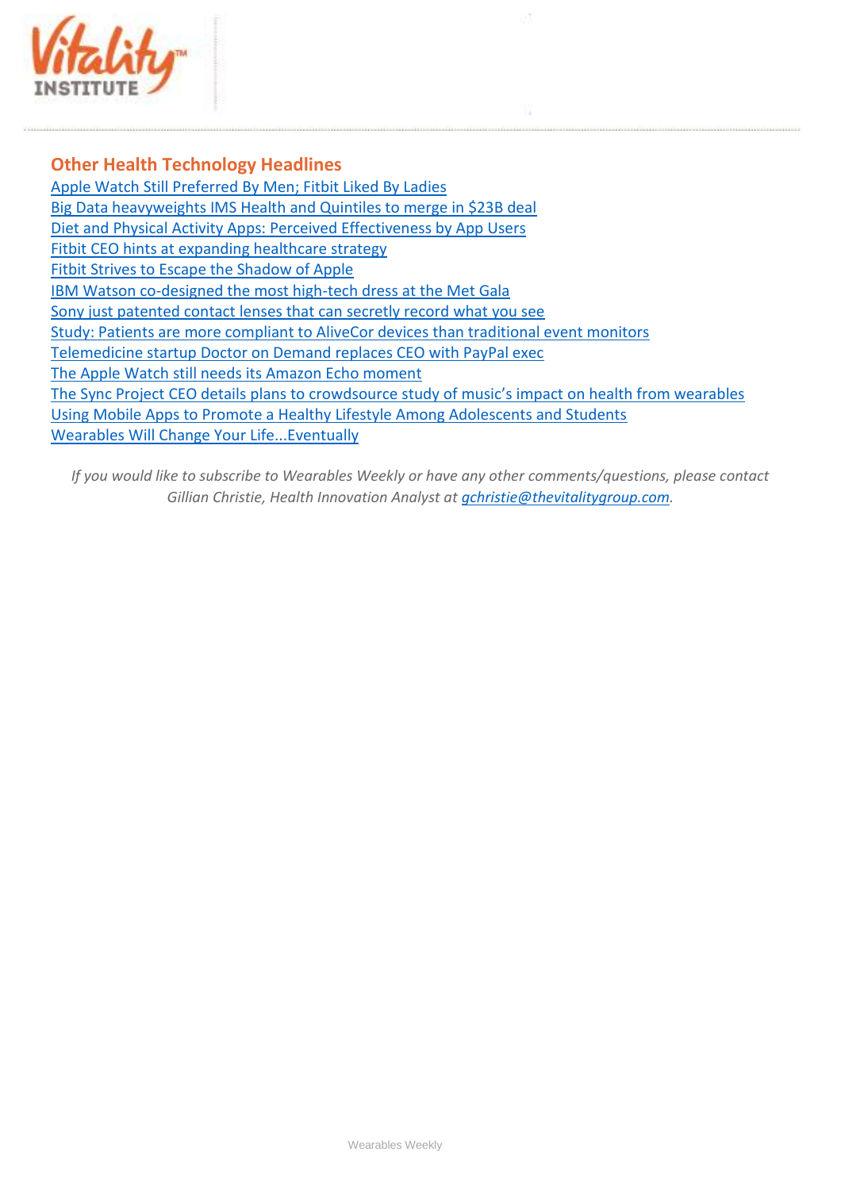## Other Health Technology Headlines

Apple Watch Still Preferred By Men; Fitbit Liked By Ladies
Big Data heavyweights IMS Health and Quintiles to merge in $23B deal
Diet and Physical Activity Apps: Perceived Effectiveness by App Users
Fitbit CEO hints at expanding healthcare strategy
Fitbit Strives to Escape the Shadow of Apple
IBM Watson co-designed the most high-tech dress at the Met Gala
Sony just patented contact lenses that can secretly record what you see
Study: Patients are more compliant to AliveCor devices than traditional event monitors
Telemedicine startup Doctor on Demand replaces CEO with PayPal exec
The Apple Watch still needs its Amazon Echo moment
The Sync Project CEO details plans to crowdsource study of music's impact on health from wearables
Using Mobile Apps to Promote a Healthy Lifestyle Among Adolescents and Students
Wearables Will Change Your Life...Eventually

*If you would like to subscribe to Wearables Weekly or have any other comments/questions, please contact Gillian Christie, Health Innovation Analyst at gchristie@thevitalitygroup.com.*